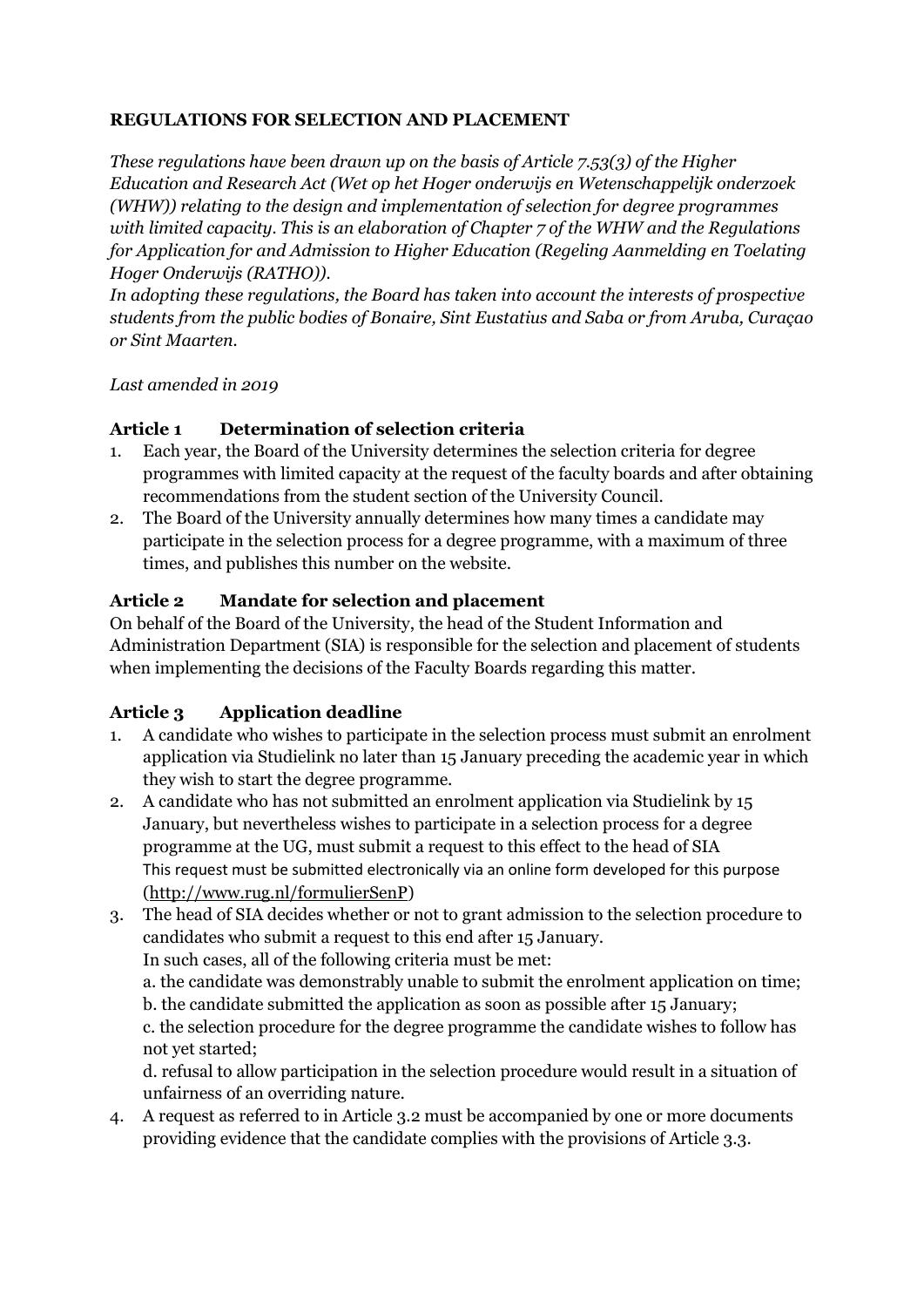**REGULATIONS FOR SELECTION AND PLACEMENT**

*These regulations have been drawn up on the basis of Article 7.53(3) of the Higher Education and Research Act (Wet op het Hoger onderwijs en Wetenschappelijk onderzoek (WHW)) relating to the design and implementation of selection for degree programmes with limited capacity. This is an elaboration of Chapter 7 of the WHW and the Regulations for Application for and Admission to Higher Education (Regeling Aanmelding en Toelating Hoger Onderwijs (RATHO)).*

*In adopting these regulations, the Board has taken into account the interests of prospective students from the public bodies of Bonaire, Sint Eustatius and Saba or from Aruba, Curaçao or Sint Maarten.*

*Last amended in 2019*

### Article 1 Determination of selection criteria

1. Each year, the Board of the University determines the selection criteria for degree programmes with limited capacity at the request of the faculty boards and after obtaining recommendations from the student section of the University Council.
2. The Board of the University annually determines how many times a candidate may participate in the selection process for a degree programme, with a maximum of three times, and publishes this number on the website.

### Article 2 Mandate for selection and placement

On behalf of the Board of the University, the head of the Student Information and Administration Department (SIA) is responsible for the selection and placement of students when implementing the decisions of the Faculty Boards regarding this matter.

### Article 3 Application deadline

1. A candidate who wishes to participate in the selection process must submit an enrolment application via Studielink no later than 15 January preceding the academic year in which they wish to start the degree programme.
2. A candidate who has not submitted an enrolment application via Studielink by 15 January, but nevertheless wishes to participate in a selection process for a degree programme at the UG, must submit a request to this effect to the head of SIA
   This request must be submitted electronically via an online form developed for this purpose (http://www.rug.nl/formulierSenP)
3. The head of SIA decides whether or not to grant admission to the selection procedure to candidates who submit a request to this end after 15 January.
   In such cases, all of the following criteria must be met:
   a. the candidate was demonstrably unable to submit the enrolment application on time;
   b. the candidate submitted the application as soon as possible after 15 January;
   c. the selection procedure for the degree programme the candidate wishes to follow has not yet started;
   d. refusal to allow participation in the selection procedure would result in a situation of unfairness of an overriding nature.
4. A request as referred to in Article 3.2 must be accompanied by one or more documents providing evidence that the candidate complies with the provisions of Article 3.3.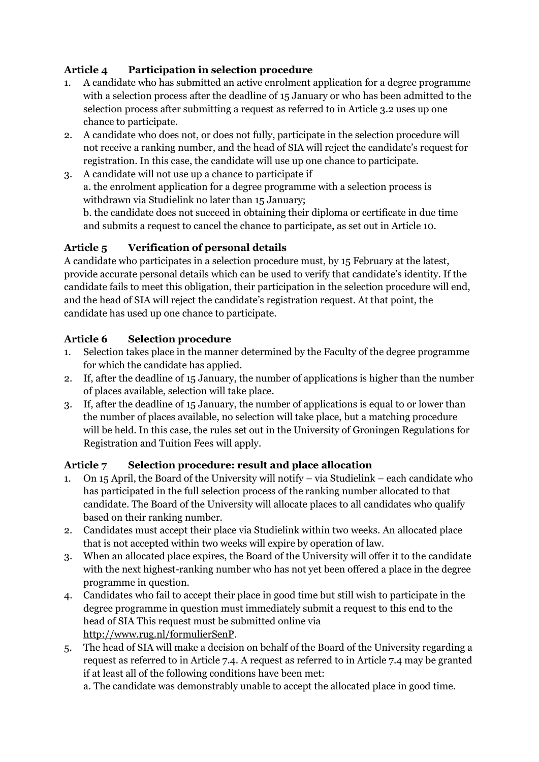### Article 4 Participation in selection procedure

1. A candidate who has submitted an active enrolment application for a degree programme with a selection process after the deadline of 15 January or who has been admitted to the selection process after submitting a request as referred to in Article 3.2 uses up one chance to participate.
2. A candidate who does not, or does not fully, participate in the selection procedure will not receive a ranking number, and the head of SIA will reject the candidate's request for registration. In this case, the candidate will use up one chance to participate.
3. A candidate will not use up a chance to participate if
   a. the enrolment application for a degree programme with a selection process is withdrawn via Studielink no later than 15 January;
   b. the candidate does not succeed in obtaining their diploma or certificate in due time and submits a request to cancel the chance to participate, as set out in Article 10.

### Article 5 Verification of personal details

A candidate who participates in a selection procedure must, by 15 February at the latest, provide accurate personal details which can be used to verify that candidate's identity. If the candidate fails to meet this obligation, their participation in the selection procedure will end, and the head of SIA will reject the candidate's registration request. At that point, the candidate has used up one chance to participate.

### Article 6 Selection procedure

1. Selection takes place in the manner determined by the Faculty of the degree programme for which the candidate has applied.
2. If, after the deadline of 15 January, the number of applications is higher than the number of places available, selection will take place.
3. If, after the deadline of 15 January, the number of applications is equal to or lower than the number of places available, no selection will take place, but a matching procedure will be held. In this case, the rules set out in the University of Groningen Regulations for Registration and Tuition Fees will apply.

### Article 7 Selection procedure: result and place allocation

1. On 15 April, the Board of the University will notify – via Studielink – each candidate who has participated in the full selection process of the ranking number allocated to that candidate. The Board of the University will allocate places to all candidates who qualify based on their ranking number.
2. Candidates must accept their place via Studielink within two weeks. An allocated place that is not accepted within two weeks will expire by operation of law.
3. When an allocated place expires, the Board of the University will offer it to the candidate with the next highest-ranking number who has not yet been offered a place in the degree programme in question.
4. Candidates who fail to accept their place in good time but still wish to participate in the degree programme in question must immediately submit a request to this end to the head of SIA This request must be submitted online via http://www.rug.nl/formulierSenP.
5. The head of SIA will make a decision on behalf of the Board of the University regarding a request as referred to in Article 7.4. A request as referred to in Article 7.4 may be granted if at least all of the following conditions have been met:
   a. The candidate was demonstrably unable to accept the allocated place in good time.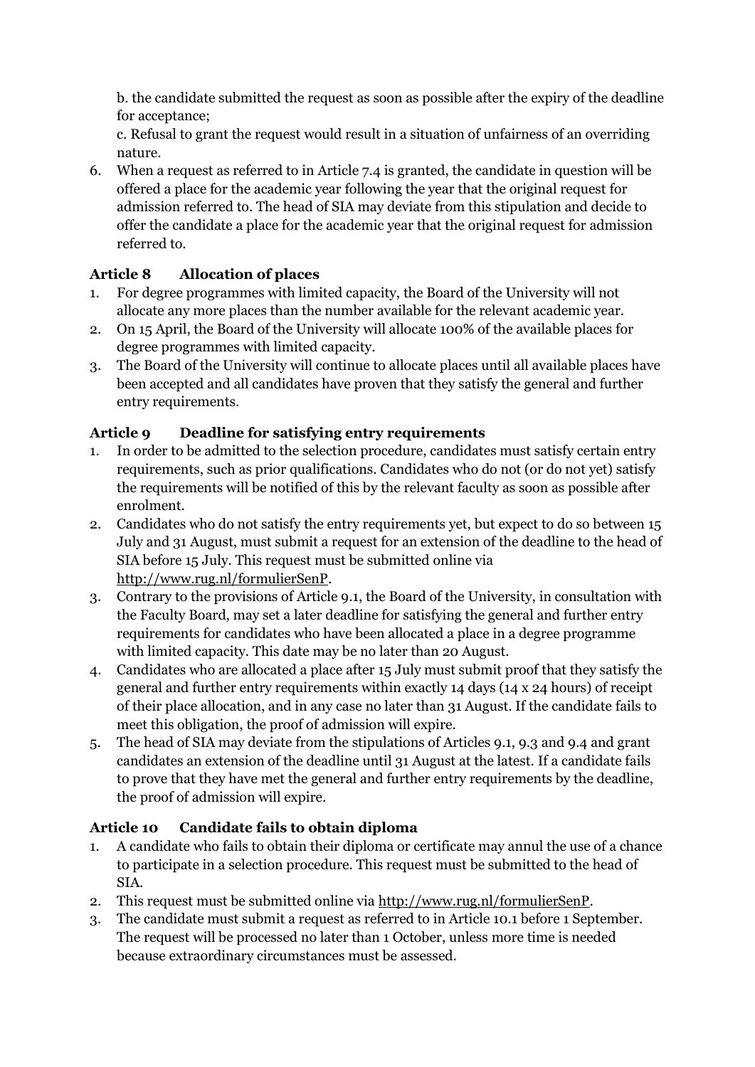b. the candidate submitted the request as soon as possible after the expiry of the deadline for acceptance;

c. Refusal to grant the request would result in a situation of unfairness of an overriding nature.

6. When a request as referred to in Article 7.4 is granted, the candidate in question will be offered a place for the academic year following the year that the original request for admission referred to. The head of SIA may deviate from this stipulation and decide to offer the candidate a place for the academic year that the original request for admission referred to.

### Article 8 Allocation of places

1. For degree programmes with limited capacity, the Board of the University will not allocate any more places than the number available for the relevant academic year.
2. On 15 April, the Board of the University will allocate 100% of the available places for degree programmes with limited capacity.
3. The Board of the University will continue to allocate places until all available places have been accepted and all candidates have proven that they satisfy the general and further entry requirements.

### Article 9 Deadline for satisfying entry requirements

1. In order to be admitted to the selection procedure, candidates must satisfy certain entry requirements, such as prior qualifications. Candidates who do not (or do not yet) satisfy the requirements will be notified of this by the relevant faculty as soon as possible after enrolment.
2. Candidates who do not satisfy the entry requirements yet, but expect to do so between 15 July and 31 August, must submit a request for an extension of the deadline to the head of SIA before 15 July. This request must be submitted online via http://www.rug.nl/formulierSenP.
3. Contrary to the provisions of Article 9.1, the Board of the University, in consultation with the Faculty Board, may set a later deadline for satisfying the general and further entry requirements for candidates who have been allocated a place in a degree programme with limited capacity. This date may be no later than 20 August.
4. Candidates who are allocated a place after 15 July must submit proof that they satisfy the general and further entry requirements within exactly 14 days (14 x 24 hours) of receipt of their place allocation, and in any case no later than 31 August. If the candidate fails to meet this obligation, the proof of admission will expire.
5. The head of SIA may deviate from the stipulations of Articles 9.1, 9.3 and 9.4 and grant candidates an extension of the deadline until 31 August at the latest. If a candidate fails to prove that they have met the general and further entry requirements by the deadline, the proof of admission will expire.

### Article 10 Candidate fails to obtain diploma

1. A candidate who fails to obtain their diploma or certificate may annul the use of a chance to participate in a selection procedure. This request must be submitted to the head of SIA.
2. This request must be submitted online via http://www.rug.nl/formulierSenP.
3. The candidate must submit a request as referred to in Article 10.1 before 1 September. The request will be processed no later than 1 October, unless more time is needed because extraordinary circumstances must be assessed.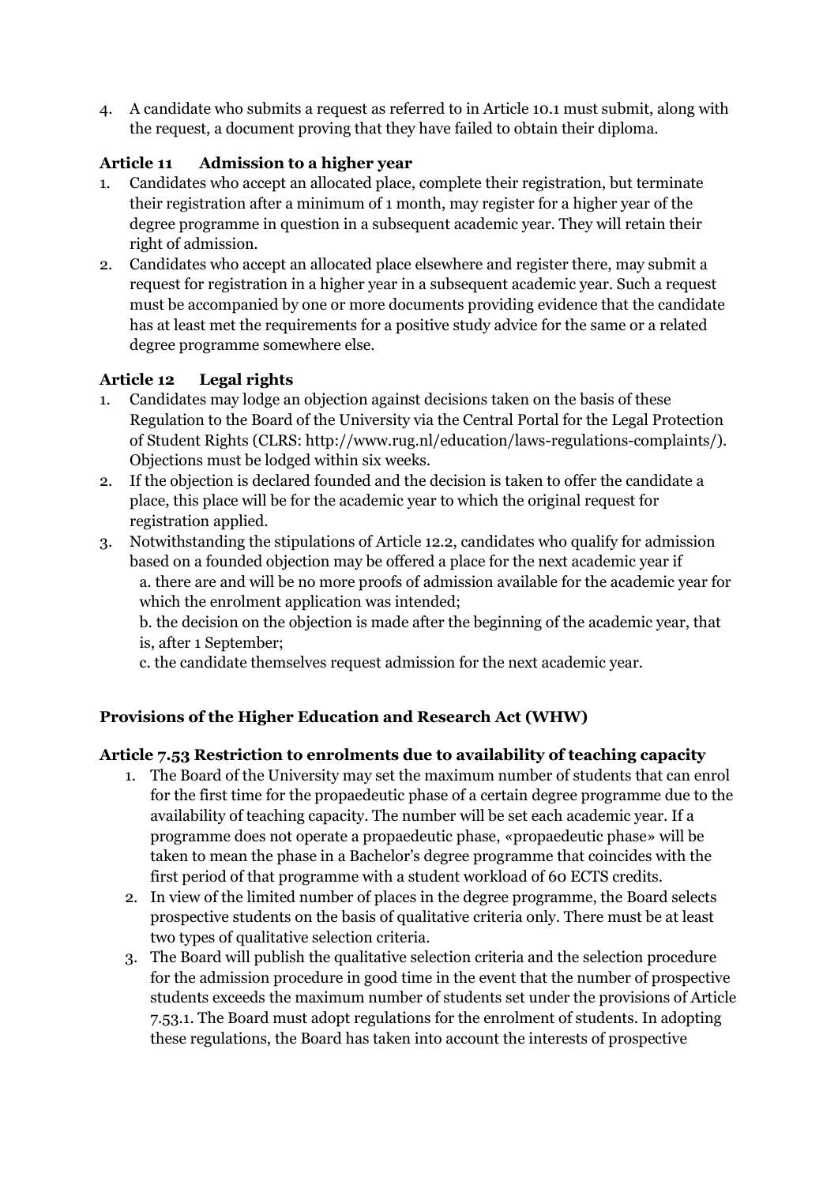4. A candidate who submits a request as referred to in Article 10.1 must submit, along with the request, a document proving that they have failed to obtain their diploma.

### Article 11 Admission to a higher year

1. Candidates who accept an allocated place, complete their registration, but terminate their registration after a minimum of 1 month, may register for a higher year of the degree programme in question in a subsequent academic year. They will retain their right of admission.
2. Candidates who accept an allocated place elsewhere and register there, may submit a request for registration in a higher year in a subsequent academic year. Such a request must be accompanied by one or more documents providing evidence that the candidate has at least met the requirements for a positive study advice for the same or a related degree programme somewhere else.

### Article 12 Legal rights

1. Candidates may lodge an objection against decisions taken on the basis of these Regulation to the Board of the University via the Central Portal for the Legal Protection of Student Rights (CLRS: http://www.rug.nl/education/laws-regulations-complaints/). Objections must be lodged within six weeks.
2. If the objection is declared founded and the decision is taken to offer the candidate a place, this place will be for the academic year to which the original request for registration applied.
3. Notwithstanding the stipulations of Article 12.2, candidates who qualify for admission based on a founded objection may be offered a place for the next academic year if
   a. there are and will be no more proofs of admission available for the academic year for which the enrolment application was intended;
   b. the decision on the objection is made after the beginning of the academic year, that is, after 1 September;
   c. the candidate themselves request admission for the next academic year.

## Provisions of the Higher Education and Research Act (WHW)

### Article 7.53 Restriction to enrolments due to availability of teaching capacity

1. The Board of the University may set the maximum number of students that can enrol for the first time for the propaedeutic phase of a certain degree programme due to the availability of teaching capacity. The number will be set each academic year. If a programme does not operate a propaedeutic phase, «propaedeutic phase» will be taken to mean the phase in a Bachelor's degree programme that coincides with the first period of that programme with a student workload of 60 ECTS credits.
2. In view of the limited number of places in the degree programme, the Board selects prospective students on the basis of qualitative criteria only. There must be at least two types of qualitative selection criteria.
3. The Board will publish the qualitative selection criteria and the selection procedure for the admission procedure in good time in the event that the number of prospective students exceeds the maximum number of students set under the provisions of Article 7.53.1. The Board must adopt regulations for the enrolment of students. In adopting these regulations, the Board has taken into account the interests of prospective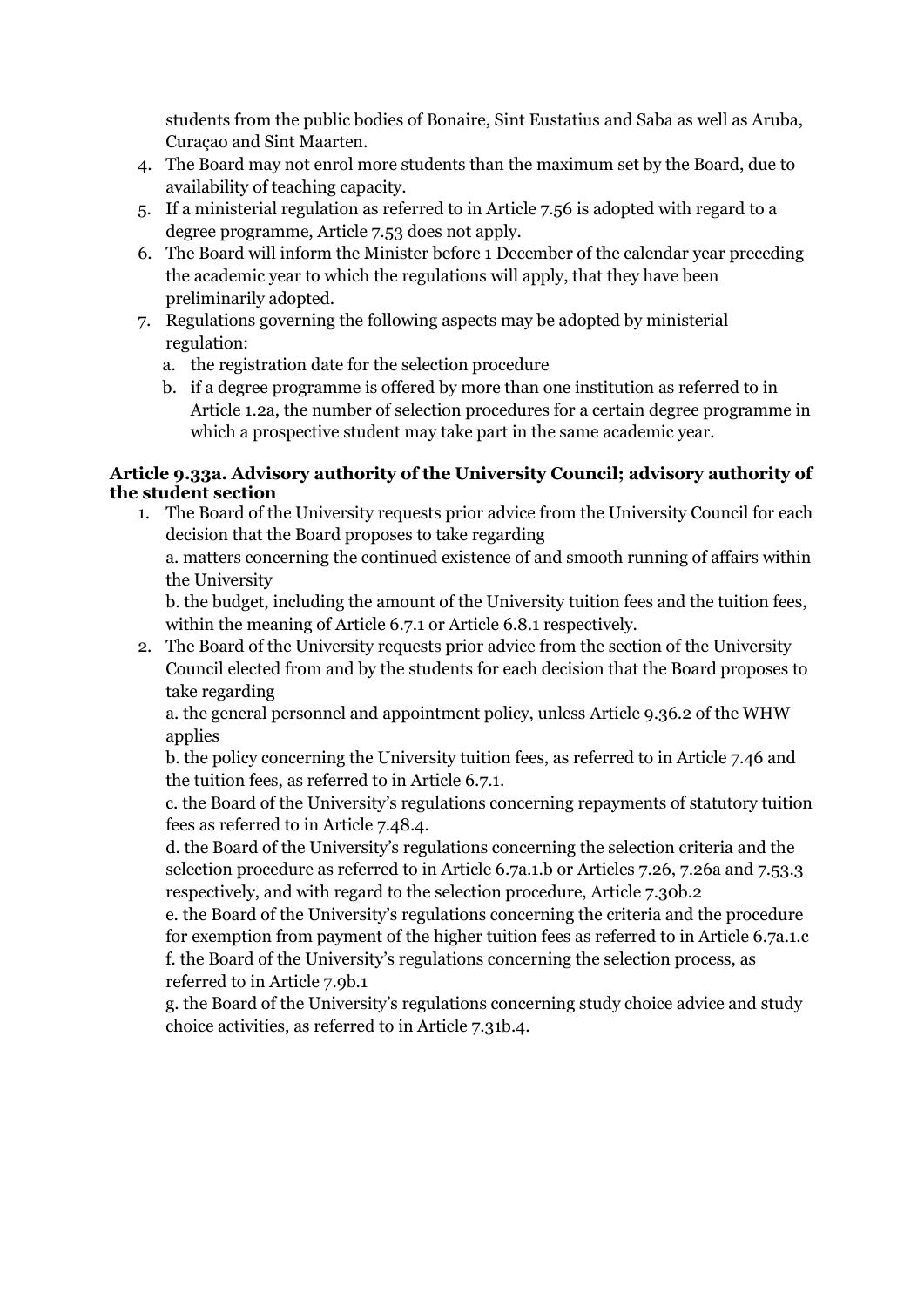students from the public bodies of Bonaire, Sint Eustatius and Saba as well as Aruba, Curaçao and Sint Maarten.

4. The Board may not enrol more students than the maximum set by the Board, due to availability of teaching capacity.
5. If a ministerial regulation as referred to in Article 7.56 is adopted with regard to a degree programme, Article 7.53 does not apply.
6. The Board will inform the Minister before 1 December of the calendar year preceding the academic year to which the regulations will apply, that they have been preliminarily adopted.
7. Regulations governing the following aspects may be adopted by ministerial regulation:
   a. the registration date for the selection procedure
   b. if a degree programme is offered by more than one institution as referred to in Article 1.2a, the number of selection procedures for a certain degree programme in which a prospective student may take part in the same academic year.

**Article 9.33a. Advisory authority of the University Council; advisory authority of the student section**

1. The Board of the University requests prior advice from the University Council for each decision that the Board proposes to take regarding

   a. matters concerning the continued existence of and smooth running of affairs within the University

   b. the budget, including the amount of the University tuition fees and the tuition fees, within the meaning of Article 6.7.1 or Article 6.8.1 respectively.

2. The Board of the University requests prior advice from the section of the University Council elected from and by the students for each decision that the Board proposes to take regarding

   a. the general personnel and appointment policy, unless Article 9.36.2 of the WHW applies

   b. the policy concerning the University tuition fees, as referred to in Article 7.46 and the tuition fees, as referred to in Article 6.7.1.

   c. the Board of the University's regulations concerning repayments of statutory tuition fees as referred to in Article 7.48.4.

   d. the Board of the University's regulations concerning the selection criteria and the selection procedure as referred to in Article 6.7a.1.b or Articles 7.26, 7.26a and 7.53.3 respectively, and with regard to the selection procedure, Article 7.30b.2

   e. the Board of the University's regulations concerning the criteria and the procedure for exemption from payment of the higher tuition fees as referred to in Article 6.7a.1.c

   f. the Board of the University's regulations concerning the selection process, as referred to in Article 7.9b.1

   g. the Board of the University's regulations concerning study choice advice and study choice activities, as referred to in Article 7.31b.4.